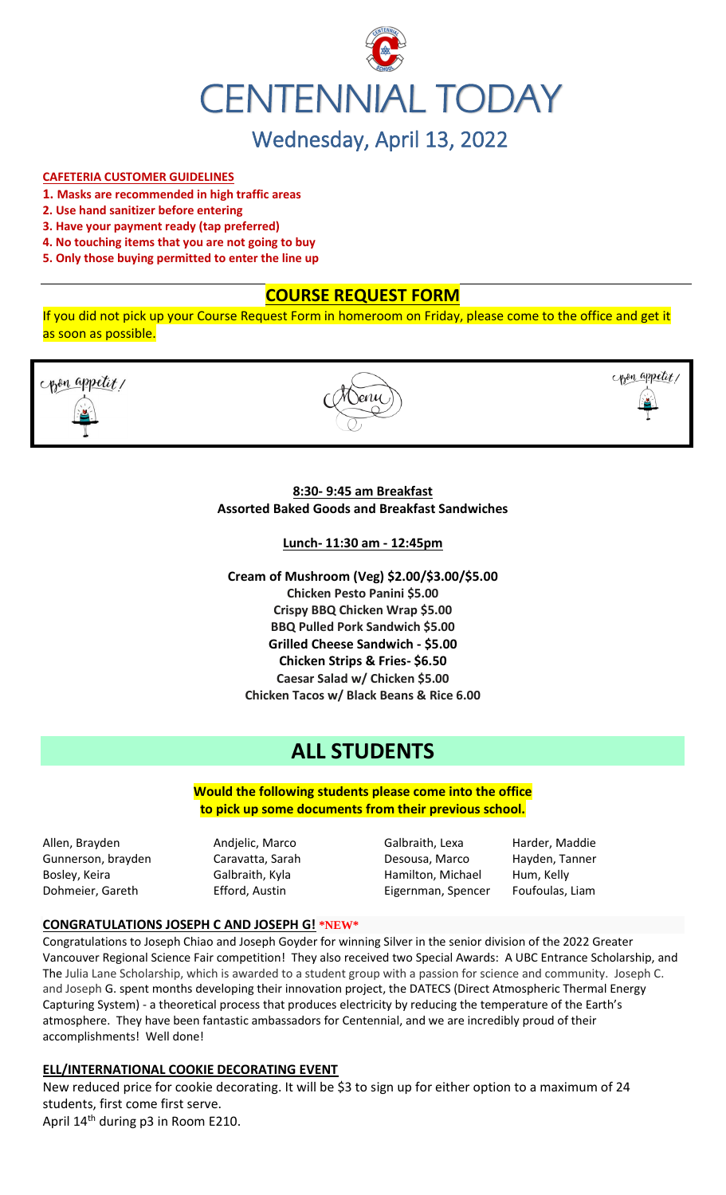# CENTENNIAL TODAY

## Wednesday, April 13, 2022

**CAFETERIA CUSTOMER GUIDELINES**

1. **Masks are recommended in high traffic areas**
2. **Use hand sanitizer before entering**
3. **Have your payment ready (tap preferred)**
4. **No touching items that you are not going to buy**
5. **Only those buying permitted to enter the line up**

## COURSE REQUEST FORM

If you did not pick up your Course Request Form in homeroom on Friday, please come to the office and get it as soon as possible.

Bon appetit! Menu Bon appetit!

**8:30- 9:45 am Breakfast**
**Assorted Baked Goods and Breakfast Sandwiches**

**Lunch- 11:30 am - 12:45pm**

**Cream of Mushroom (Veg) $2.00/$3.00/$5.00**
**Chicken Pesto Panini $5.00**
**Crispy BBQ Chicken Wrap $5.00**
**BBQ Pulled Pork Sandwich $5.00**
**Grilled Cheese Sandwich - $5.00**
**Chicken Strips & Fries- $6.50**
**Caesar Salad w/ Chicken $5.00**
**Chicken Tacos w/ Black Beans & Rice 6.00**

# ALL STUDENTS

**Would the following students please come into the office to pick up some documents from their previous school.**

| | | | |
|---|---|---|---|
| Allen, Brayden | Andjelic, Marco | Galbraith, Lexa | Harder, Maddie |
| Gunnerson, brayden | Caravatta, Sarah | Desousa, Marco | Hayden, Tanner |
| Bosley, Keira | Galbraith, Kyla | Hamilton, Michael | Hum, Kelly |
| Dohmeier, Gareth | Efford, Austin | Eigernman, Spencer | Foufoulas, Liam |

**CONGRATULATIONS JOSEPH C AND JOSEPH G! \*NEW\***

Congratulations to Joseph Chiao and Joseph Goyder for winning Silver in the senior division of the 2022 Greater Vancouver Regional Science Fair competition! They also received two Special Awards: A UBC Entrance Scholarship, and The Julia Lane Scholarship, which is awarded to a student group with a passion for science and community. Joseph C. and Joseph G. spent months developing their innovation project, the DATECS (Direct Atmospheric Thermal Energy Capturing System) - a theoretical process that produces electricity by reducing the temperature of the Earth's atmosphere. They have been fantastic ambassadors for Centennial, and we are incredibly proud of their accomplishments! Well done!

**ELL/INTERNATIONAL COOKIE DECORATING EVENT**

New reduced price for cookie decorating. It will be $3 to sign up for either option to a maximum of 24 students, first come first serve.
April 14th during p3 in Room E210.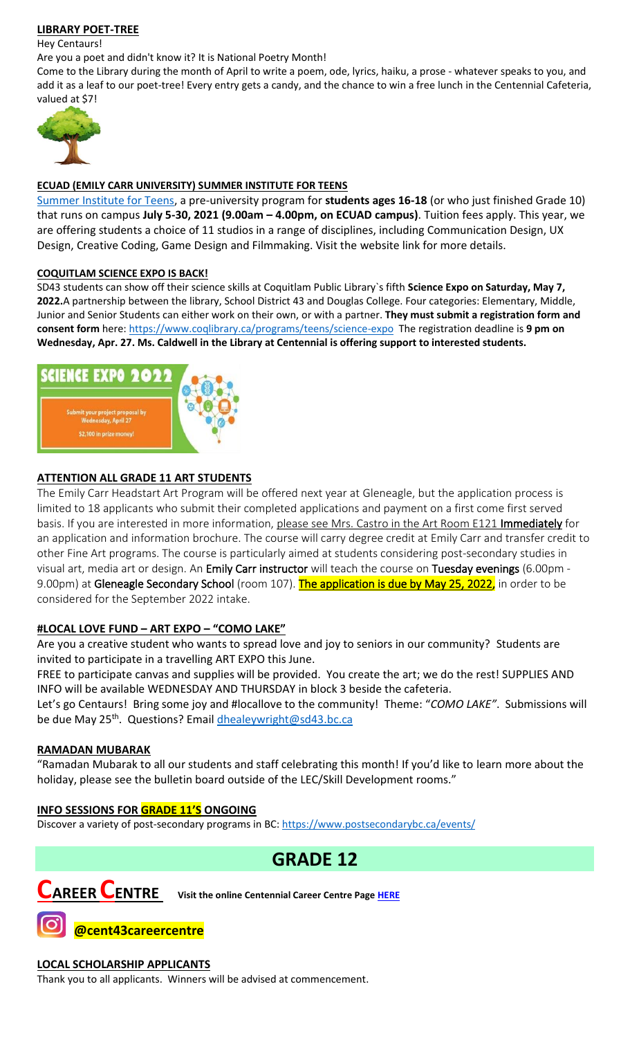**LIBRARY POET-TREE**

Hey Centaurs!

Are you a poet and didn't know it? It is National Poetry Month!

Come to the Library during the month of April to write a poem, ode, lyrics, haiku, a prose - whatever speaks to you, and add it as a leaf to our poet-tree! Every entry gets a candy, and the chance to win a free lunch in the Centennial Cafeteria, valued at $7!

**ECUAD (EMILY CARR UNIVERSITY) SUMMER INSTITUTE FOR TEENS**

Summer Institute for Teens, a pre-university program for **students ages 16-18** (or who just finished Grade 10) that runs on campus **July 5-30, 2021 (9.00am – 4.00pm, on ECUAD campus)**. Tuition fees apply. This year, we are offering students a choice of 11 studios in a range of disciplines, including Communication Design, UX Design, Creative Coding, Game Design and Filmmaking. Visit the website link for more details.

**COQUITLAM SCIENCE EXPO IS BACK!**

SD43 students can show off their science skills at Coquitlam Public Library`s fifth **Science Expo on Saturday, May 7, 2022.** A partnership between the library, School District 43 and Douglas College. Four categories: Elementary, Middle, Junior and Senior Students can either work on their own, or with a partner. **They must submit a registration form and consent form** here: https://www.coqlibrary.ca/programs/teens/science-expo The registration deadline is **9 pm on Wednesday, Apr. 27. Ms. Caldwell in the Library at Centennial is offering support to interested students.**

SCIENCE EXPO 2022

Submit your project proposal by Wednesday, April 27

$2,100 in prize money!

**ATTENTION ALL GRADE 11 ART STUDENTS**

The Emily Carr Headstart Art Program will be offered next year at Gleneagle, but the application process is limited to 18 applicants who submit their completed applications and payment on a first come first served basis. If you are interested in more information, please see Mrs. Castro in the Art Room E121 **Immediately** for an application and information brochure. The course will carry degree credit at Emily Carr and transfer credit to other Fine Art programs. The course is particularly aimed at students considering post-secondary studies in visual art, media art or design. An **Emily Carr instructor** will teach the course on **Tuesday evenings** (6.00pm - 9.00pm) at **Gleneagle Secondary School** (room 107). **The application is due by May 25, 2022,** in order to be considered for the September 2022 intake.

**#LOCAL LOVE FUND – ART EXPO – "COMO LAKE"**

Are you a creative student who wants to spread love and joy to seniors in our community? Students are invited to participate in a travelling ART EXPO this June.

FREE to participate canvas and supplies will be provided. You create the art; we do the rest! SUPPLIES AND INFO will be available WEDNESDAY AND THURSDAY in block 3 beside the cafeteria.

Let's go Centaurs! Bring some joy and #locallove to the community! Theme: "*COMO LAKE"*. Submissions will be due May 25th. Questions? Email dhealeywright@sd43.bc.ca

**RAMADAN MUBARAK**

"Ramadan Mubarak to all our students and staff celebrating this month! If you'd like to learn more about the holiday, please see the bulletin board outside of the LEC/Skill Development rooms."

**INFO SESSIONS FOR GRADE 11'S ONGOING**

Discover a variety of post-secondary programs in BC: https://www.postsecondarybc.ca/events/

# GRADE 12

## CAREER CENTRE

**Visit the online Centennial Career Centre Page HERE**

**@cent43careercentre**

**LOCAL SCHOLARSHIP APPLICANTS**

Thank you to all applicants. Winners will be advised at commencement.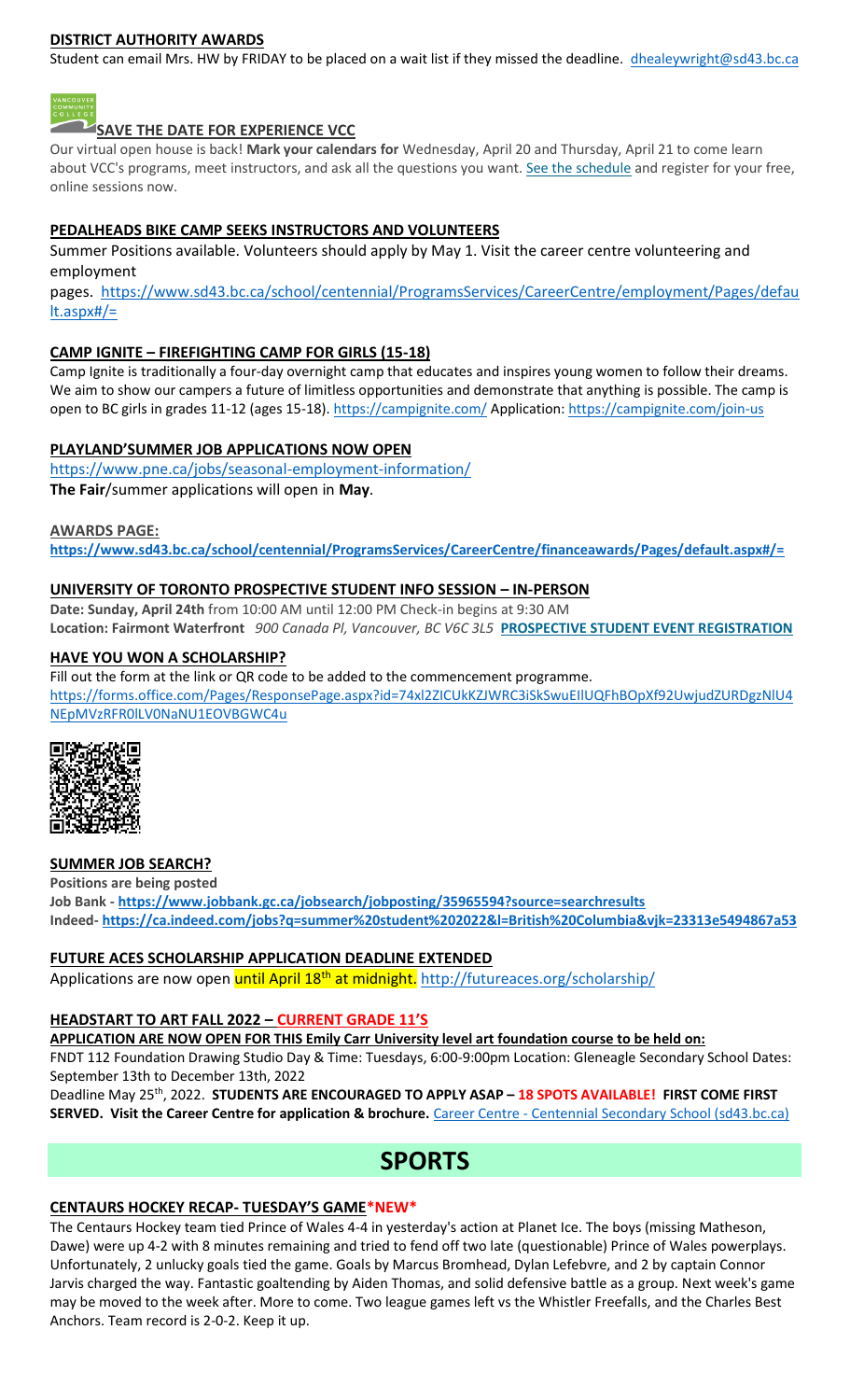**DISTRICT AUTHORITY AWARDS**

Student can email Mrs. HW by FRIDAY to be placed on a wait list if they missed the deadline. dhealeywright@sd43.bc.ca

**SAVE THE DATE FOR EXPERIENCE VCC**

Our virtual open house is back! **Mark your calendars for** Wednesday, April 20 and Thursday, April 21 to come learn about VCC's programs, meet instructors, and ask all the questions you want. See the schedule and register for your free, online sessions now.

**PEDALHEADS BIKE CAMP SEEKS INSTRUCTORS AND VOLUNTEERS**

Summer Positions available. Volunteers should apply by May 1. Visit the career centre volunteering and employment pages. https://www.sd43.bc.ca/school/centennial/ProgramsServices/CareerCentre/employment/Pages/default.aspx#/=

**CAMP IGNITE – FIREFIGHTING CAMP FOR GIRLS (15-18)**

Camp Ignite is traditionally a four-day overnight camp that educates and inspires young women to follow their dreams. We aim to show our campers a future of limitless opportunities and demonstrate that anything is possible. The camp is open to BC girls in grades 11-12 (ages 15-18). https://campignite.com/ Application: https://campignite.com/join-us

**PLAYLAND'SUMMER JOB APPLICATIONS NOW OPEN**

https://www.pne.ca/jobs/seasonal-employment-information/

**The Fair**/summer applications will open in **May**.

**AWARDS PAGE:**

**https://www.sd43.bc.ca/school/centennial/ProgramsServices/CareerCentre/financeawards/Pages/default.aspx#/=**

**UNIVERSITY OF TORONTO PROSPECTIVE STUDENT INFO SESSION – IN-PERSON**

**Date: Sunday, April 24th** from 10:00 AM until 12:00 PM Check-in begins at 9:30 AM
**Location: Fairmont Waterfront** *900 Canada Pl, Vancouver, BC V6C 3L5* **PROSPECTIVE STUDENT EVENT REGISTRATION**

**HAVE YOU WON A SCHOLARSHIP?**

Fill out the form at the link or QR code to be added to the commencement programme.
https://forms.office.com/Pages/ResponsePage.aspx?id=74xl2ZICUkKZJWRC3iSkSwuEIlUQFhBOpXf92UwjudZURDgzNlU4NEpMVzRFR0lLV0NaNU1EOVBGWC4u

**SUMMER JOB SEARCH?**

**Positions are being posted**
**Job Bank - https://www.jobbank.gc.ca/jobsearch/jobposting/35965594?source=searchresults**
**Indeed- https://ca.indeed.com/jobs?q=summer%20student%202022&l=British%20Columbia&vjk=23313e5494867a53**

**FUTURE ACES SCHOLARSHIP APPLICATION DEADLINE EXTENDED**

Applications are now open until April 18th at midnight. http://futureaces.org/scholarship/

**HEADSTART TO ART FALL 2022 – CURRENT GRADE 11'S**

**APPLICATION ARE NOW OPEN FOR THIS Emily Carr University level art foundation course to be held on:**
FNDT 112 Foundation Drawing Studio Day & Time: Tuesdays, 6:00-9:00pm Location: Gleneagle Secondary School Dates: September 13th to December 13th, 2022
Deadline May 25th, 2022. **STUDENTS ARE ENCOURAGED TO APPLY ASAP – 18 SPOTS AVAILABLE! FIRST COME FIRST SERVED. Visit the Career Centre for application & brochure.** Career Centre - Centennial Secondary School (sd43.bc.ca)

# SPORTS

**CENTAURS HOCKEY RECAP- TUESDAY'S GAME*NEW***

The Centaurs Hockey team tied Prince of Wales 4-4 in yesterday's action at Planet Ice. The boys (missing Matheson, Dawe) were up 4-2 with 8 minutes remaining and tried to fend off two late (questionable) Prince of Wales powerplays. Unfortunately, 2 unlucky goals tied the game. Goals by Marcus Bromhead, Dylan Lefebvre, and 2 by captain Connor Jarvis charged the way. Fantastic goaltending by Aiden Thomas, and solid defensive battle as a group. Next week's game may be moved to the week after. More to come. Two league games left vs the Whistler Freefalls, and the Charles Best Anchors. Team record is 2-0-2. Keep it up.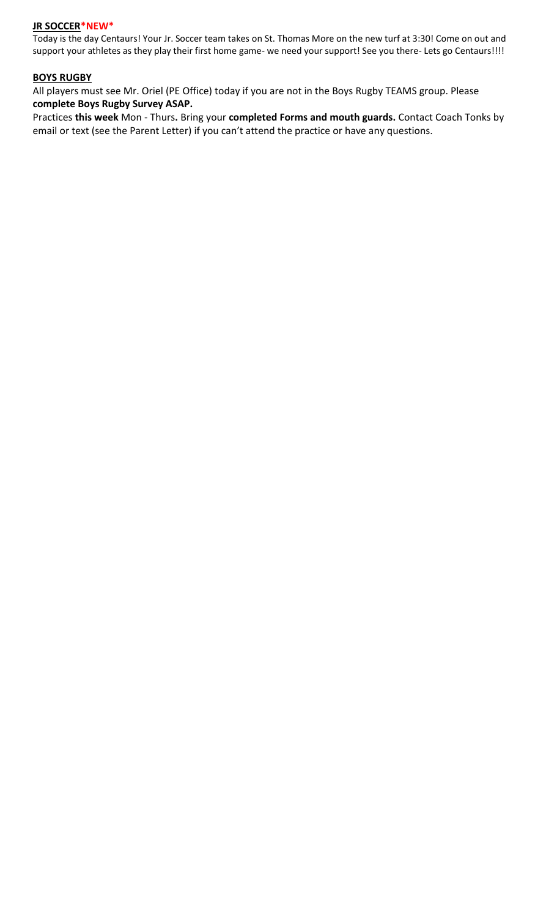**JR SOCCER*NEW***

Today is the day Centaurs! Your Jr. Soccer team takes on St. Thomas More on the new turf at 3:30! Come on out and support your athletes as they play their first home game- we need your support! See you there- Lets go Centaurs!!!!

**BOYS RUGBY**

All players must see Mr. Oriel (PE Office) today if you are not in the Boys Rugby TEAMS group. Please **complete Boys Rugby Survey ASAP.**

Practices **this week** Mon - Thurs**.** Bring your **completed Forms and mouth guards.** Contact Coach Tonks by email or text (see the Parent Letter) if you can't attend the practice or have any questions.